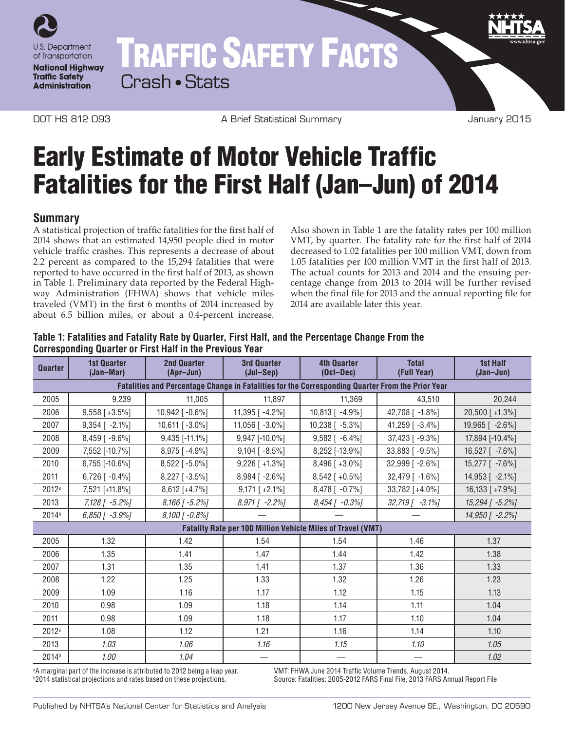U.S. Department of Transportation
**National Highway Traffic Safety Administration**

# TRAFFIC SAFETY FACTS

Crash • Stats

DOT HS 812 093 A Brief Statistical Summary January 2015

# Early Estimate of Motor Vehicle Traffic Fatalities for the First Half (Jan–Jun) of 2014

## Summary

A statistical projection of traffic fatalities for the first half of 2014 shows that an estimated 14,950 people died in motor vehicle traffic crashes. This represents a decrease of about 2.2 percent as compared to the 15,294 fatalities that were reported to have occurred in the first half of 2013, as shown in Table 1. Preliminary data reported by the Federal Highway Administration (FHWA) shows that vehicle miles traveled (VMT) in the first 6 months of 2014 increased by about 6.5 billion miles, or about a 0.4-percent increase.

Also shown in Table 1 are the fatality rates per 100 million VMT, by quarter. The fatality rate for the first half of 2014 decreased to 1.02 fatalities per 100 million VMT, down from 1.05 fatalities per 100 million VMT in the first half of 2013. The actual counts for 2013 and 2014 and the ensuing percentage change from 2013 to 2014 will be further revised when the final file for 2013 and the annual reporting file for 2014 are available later this year.

**Table 1: Fatalities and Fatality Rate by Quarter, First Half, and the Percentage Change From the Corresponding Quarter or First Half in the Previous Year**

| Quarter | 1st Quarter (Jan–Mar) | 2nd Quarter (Apr–Jun) | 3rd Quarter (Jul–Sep) | 4th Quarter (Oct–Dec) | Total (Full Year) | 1st Half (Jan–Jun) |
|---|---|---|---|---|---|---|
| **Fatalities and Percentage Change in Fatalities for the Corresponding Quarter From the Prior Year** | | | | | | |
| 2005 | 9,239 | 11,005 | 11,897 | 11,369 | 43,510 | 20,244 |
| 2006 | 9,558 [+3.5%] | 10,942 [ -0.6%] | 11,395 [ -4.2%] | 10,813 [ -4.9%] | 42,708 [ -1.8%] | 20,500 [ +1.3%] |
| 2007 | 9,354 [ -2.1%] | 10,611 [ -3.0%] | 11,056 [ -3.0%] | 10,238 [ -5.3%] | 41,259 [ -3.4%] | 19,965 [ -2.6%] |
| 2008 | 8,459 [ -9.6%] | 9,435 [-11.1%] | 9,947 [-10.0%] | 9,582 [ -6.4%] | 37,423 [ -9.3%] | 17,894 [-10.4%] |
| 2009 | 7,552 [-10.7%] | 8,975 [ -4.9%] | 9,104 [ -8.5%] | 8,252 [-13.9%] | 33,883 [ -9.5%] | 16,527 [ -7.6%] |
| 2010 | 6,755 [-10.6%] | 8,522 [ -5.0%] | 9,226 [ +1.3%] | 8,496 [ +3.0%] | 32,999 [ -2.6%] | 15,277 [ -7.6%] |
| 2011 | 6,726 [ -0.4%] | 8,227 [ -3.5%] | 8,984 [ -2.6%] | 8,542 [ +0.5%] | 32,479 [ -1.6%] | 14,953 [ -2.1%] |
| 2012[a] | 7,521 [+11.8%] | 8,612 [+4.7%] | 9,171 [ +2.1%] | 8,478 [ -0.7%] | 33,782 [+4.0%] | 16,133 [ +7.9%] |
| 2013 | *7,128 [ -5.2%]* | *8,166 [ -5.2%]* | *8,971 [ -2.2%]* | *8,454 [ -0.3%]* | *32,719 [ -3.1%]* | *15,294 [ -5.2%]* |
| 2014[b] | *6,850 [ -3.9%]* | *8,100 [ -0.8%]* | — | — | — | *14,950 [ -2.2%]* |
| **Fatality Rate per 100 Million Vehicle Miles of Travel (VMT)** | | | | | | |
| 2005 | 1.32 | 1.42 | 1.54 | 1.54 | 1.46 | 1.37 |
| 2006 | 1.35 | 1.41 | 1.47 | 1.44 | 1.42 | 1.38 |
| 2007 | 1.31 | 1.35 | 1.41 | 1.37 | 1.36 | 1.33 |
| 2008 | 1.22 | 1.25 | 1.33 | 1.32 | 1.26 | 1.23 |
| 2009 | 1.09 | 1.16 | 1.17 | 1.12 | 1.15 | 1.13 |
| 2010 | 0.98 | 1.09 | 1.18 | 1.14 | 1.11 | 1.04 |
| 2011 | 0.98 | 1.09 | 1.18 | 1.17 | 1.10 | 1.04 |
| 2012[a] | 1.08 | 1.12 | 1.21 | 1.16 | 1.14 | 1.10 |
| 2013 | *1.03* | *1.06* | *1.16* | *1.15* | *1.10* | *1.05* |
| 2014[b] | *1.00* | *1.04* | — | — | — | *1.02* |

[a]A marginal part of the increase is attributed to 2012 being a leap year.
[b]2014 statistical projections and rates based on these projections.

VMT: FHWA June 2014 Traffic Volume Trends, August 2014.
Source: Fatalities: 2005-2012 FARS Final File, 2013 FARS Annual Report File

Published by NHTSA's National Center for Statistics and Analysis 1200 New Jersey Avenue SE., Washington, DC 20590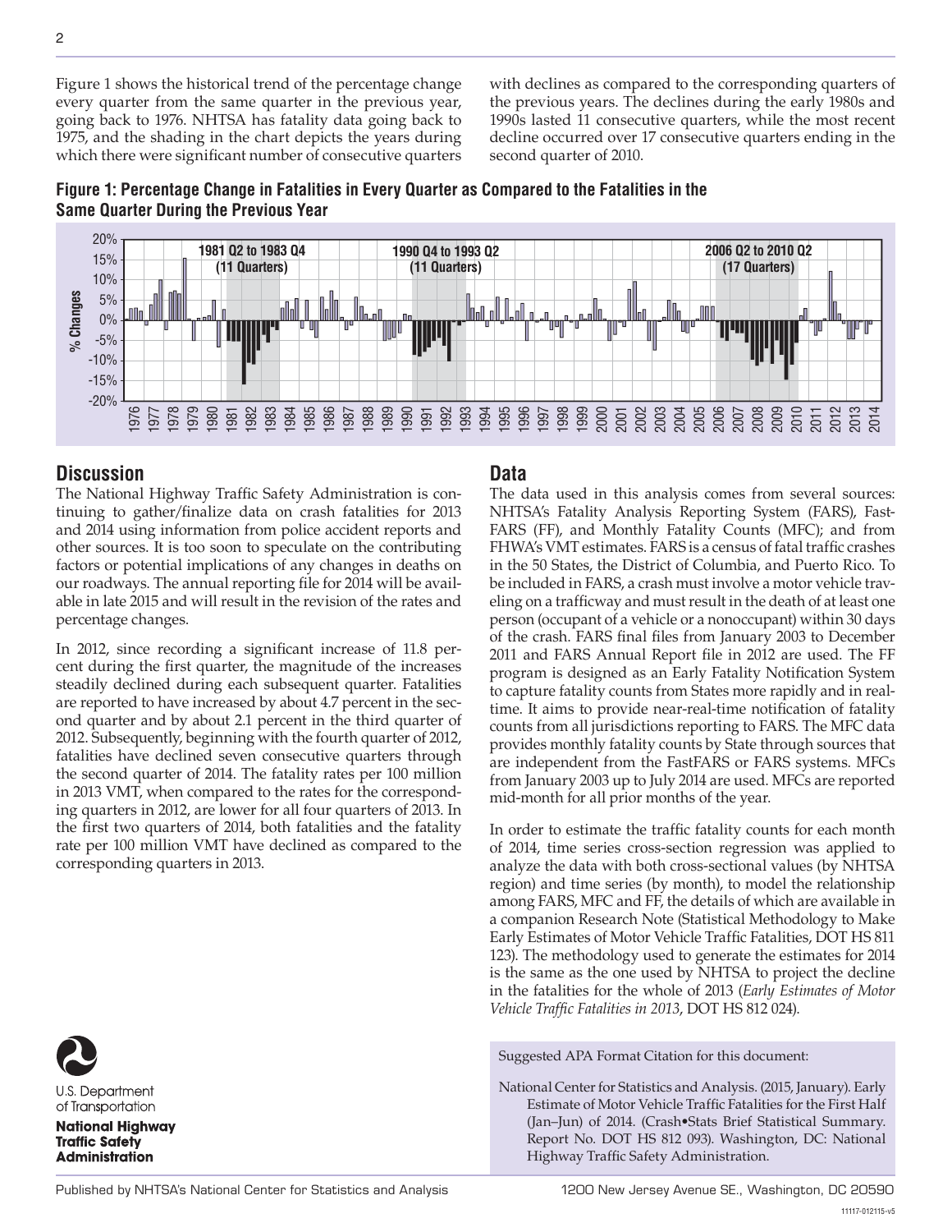Figure 1 shows the historical trend of the percentage change every quarter from the same quarter in the previous year, going back to 1976. NHTSA has fatality data going back to 1975, and the shading in the chart depicts the years during which there were significant number of consecutive quarters with declines as compared to the corresponding quarters of the previous years. The declines during the early 1980s and 1990s lasted 11 consecutive quarters, while the most recent decline occurred over 17 consecutive quarters ending in the second quarter of 2010.

**Figure 1: Percentage Change in Fatalities in Every Quarter as Compared to the Fatalities in the Same Quarter During the Previous Year**

% Changes

20%
15%
10%
5%
0%
-5%
-10%
-15%
-20%

1981 Q2 to 1983 Q4 (11 Quarters)

1990 Q4 to 1993 Q2 (11 Quarters)

2006 Q2 to 2010 Q2 (17 Quarters)

1976 1977 1978 1979 1980 1981 1982 1983 1984 1985 1986 1987 1988 1989 1990 1991 1992 1993 1994 1995 1996 1997 1998 1999 2000 2001 2002 2003 2004 2005 2006 2007 2008 2009 2010 2011 2012 2013 2014

## Discussion

The National Highway Traffic Safety Administration is continuing to gather/finalize data on crash fatalities for 2013 and 2014 using information from police accident reports and other sources. It is too soon to speculate on the contributing factors or potential implications of any changes in deaths on our roadways. The annual reporting file for 2014 will be available in late 2015 and will result in the revision of the rates and percentage changes.

In 2012, since recording a significant increase of 11.8 percent during the first quarter, the magnitude of the increases steadily declined during each subsequent quarter. Fatalities are reported to have increased by about 4.7 percent in the second quarter and by about 2.1 percent in the third quarter of 2012. Subsequently, beginning with the fourth quarter of 2012, fatalities have declined seven consecutive quarters through the second quarter of 2014. The fatality rates per 100 million in 2013 VMT, when compared to the rates for the corresponding quarters in 2012, are lower for all four quarters of 2013. In the first two quarters of 2014, both fatalities and the fatality rate per 100 million VMT have declined as compared to the corresponding quarters in 2013.

## Data

The data used in this analysis comes from several sources: NHTSA's Fatality Analysis Reporting System (FARS), Fast-FARS (FF), and Monthly Fatality Counts (MFC); and from FHWA's VMT estimates. FARS is a census of fatal traffic crashes in the 50 States, the District of Columbia, and Puerto Rico. To be included in FARS, a crash must involve a motor vehicle traveling on a trafficway and must result in the death of at least one person (occupant of a vehicle or a nonoccupant) within 30 days of the crash. FARS final files from January 2003 to December 2011 and FARS Annual Report file in 2012 are used. The FF program is designed as an Early Fatality Notification System to capture fatality counts from States more rapidly and in real-time. It aims to provide near-real-time notification of fatality counts from all jurisdictions reporting to FARS. The MFC data provides monthly fatality counts by State through sources that are independent from the FastFARS or FARS systems. MFCs from January 2003 up to July 2014 are used. MFCs are reported mid-month for all prior months of the year.

In order to estimate the traffic fatality counts for each month of 2014, time series cross-section regression was applied to analyze the data with both cross-sectional values (by NHTSA region) and time series (by month), to model the relationship among FARS, MFC and FF, the details of which are available in a companion Research Note (Statistical Methodology to Make Early Estimates of Motor Vehicle Traffic Fatalities, DOT HS 811 123). The methodology used to generate the estimates for 2014 is the same as the one used by NHTSA to project the decline in the fatalities for the whole of 2013 (*Early Estimates of Motor Vehicle Traffic Fatalities in 2013*, DOT HS 812 024).

Suggested APA Format Citation for this document:

National Center for Statistics and Analysis. (2015, January). Early Estimate of Motor Vehicle Traffic Fatalities for the First Half (Jan–Jun) of 2014. (Crash•Stats Brief Statistical Summary. Report No. DOT HS 812 093). Washington, DC: National Highway Traffic Safety Administration.

U.S. Department of Transportation

**National Highway Traffic Safety Administration**

Published by NHTSA's National Center for Statistics and Analysis

1200 New Jersey Avenue SE., Washington, DC 20590

11117-012115-v5